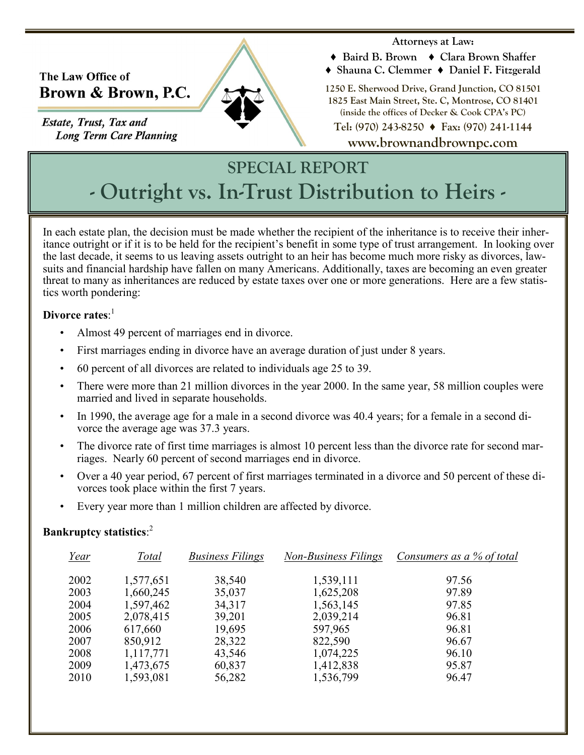The Law Office of
**Brown & Brown, P.C.**

***Estate, Trust, Tax and Long Term Care Planning***

**Attorneys at Law:**

♦ Baird B. Brown ♦ Clara Brown Shaffer
♦ Shauna C. Clemmer ♦ Daniel F. Fitzgerald

1250 E. Sherwood Drive, Grand Junction, CO 81501
1825 East Main Street, Ste. C, Montrose, CO 81401
(inside the offices of Decker & Cook CPA's PC)

Tel: (970) 243-8250 ♦ Fax: (970) 241-1144

www.brownandbrownpc.com

# SPECIAL REPORT

# - Outright vs. In-Trust Distribution to Heirs -

In each estate plan, the decision must be made whether the recipient of the inheritance is to receive their inheritance outright or if it is to be held for the recipient's benefit in some type of trust arrangement. In looking over the last decade, it seems to us leaving assets outright to an heir has become much more risky as divorces, lawsuits and financial hardship have fallen on many Americans. Additionally, taxes are becoming an even greater threat to many as inheritances are reduced by estate taxes over one or more generations. Here are a few statistics worth pondering:

**Divorce rates**:[1]

- Almost 49 percent of marriages end in divorce.
- First marriages ending in divorce have an average duration of just under 8 years.
- 60 percent of all divorces are related to individuals age 25 to 39.
- There were more than 21 million divorces in the year 2000. In the same year, 58 million couples were married and lived in separate households.
- In 1990, the average age for a male in a second divorce was 40.4 years; for a female in a second divorce the average age was 37.3 years.
- The divorce rate of first time marriages is almost 10 percent less than the divorce rate for second marriages. Nearly 60 percent of second marriages end in divorce.
- Over a 40 year period, 67 percent of first marriages terminated in a divorce and 50 percent of these divorces took place within the first 7 years.
- Every year more than 1 million children are affected by divorce.

**Bankruptcy statistics**:[2]

| *Year* | *Total* | *Business Filings* | *Non-Business Filings* | *Consumers as a % of total* |
|---|---|---|---|---|
| 2002 | 1,577,651 | 38,540 | 1,539,111 | 97.56 |
| 2003 | 1,660,245 | 35,037 | 1,625,208 | 97.89 |
| 2004 | 1,597,462 | 34,317 | 1,563,145 | 97.85 |
| 2005 | 2,078,415 | 39,201 | 2,039,214 | 96.81 |
| 2006 | 617,660 | 19,695 | 597,965 | 96.81 |
| 2007 | 850,912 | 28,322 | 822,590 | 96.67 |
| 2008 | 1,117,771 | 43,546 | 1,074,225 | 96.10 |
| 2009 | 1,473,675 | 60,837 | 1,412,838 | 95.87 |
| 2010 | 1,593,081 | 56,282 | 1,536,799 | 96.47 |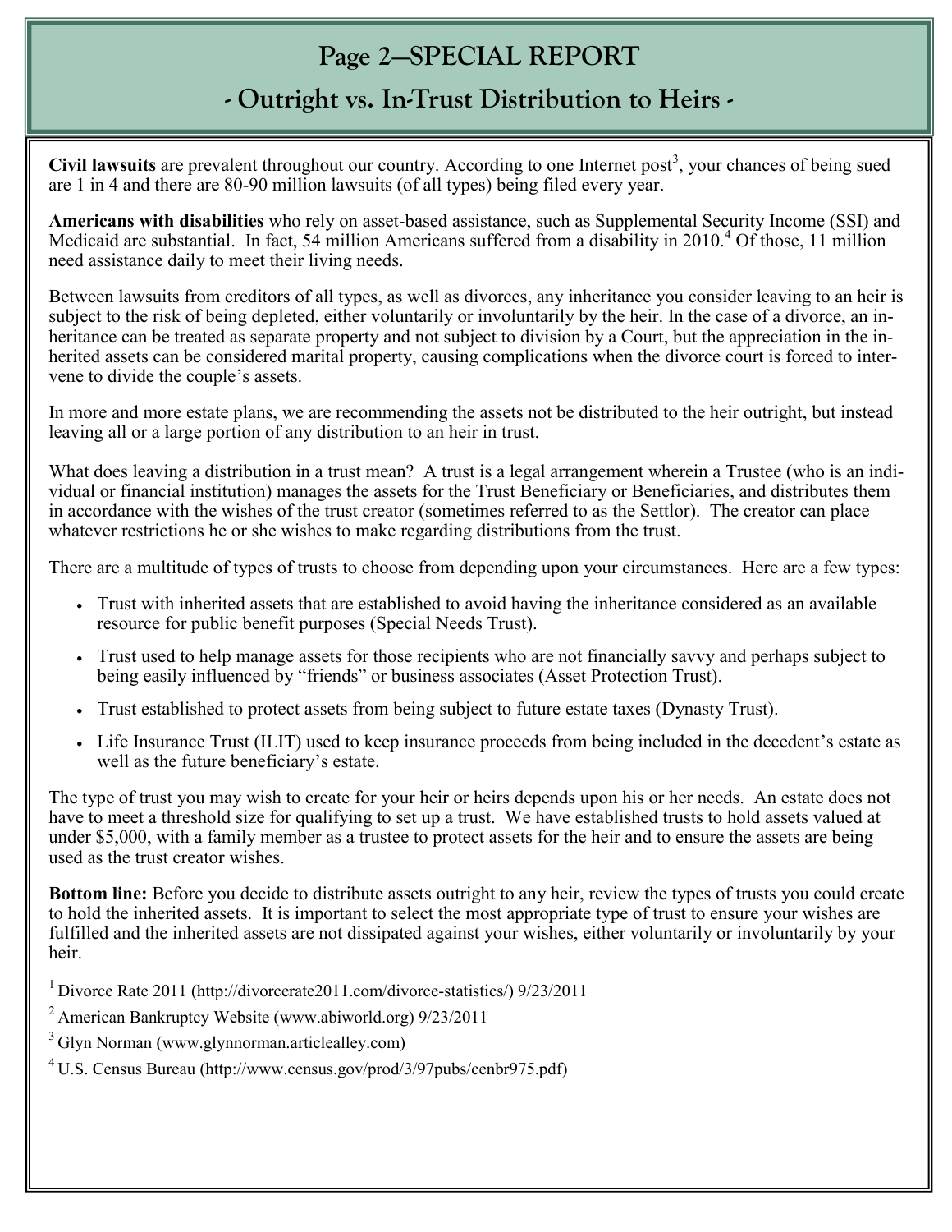# Page 2—SPECIAL REPORT

## - Outright vs. In-Trust Distribution to Heirs -

**Civil lawsuits** are prevalent throughout our country. According to one Internet post[3], your chances of being sued are 1 in 4 and there are 80-90 million lawsuits (of all types) being filed every year.

**Americans with disabilities** who rely on asset-based assistance, such as Supplemental Security Income (SSI) and Medicaid are substantial. In fact, 54 million Americans suffered from a disability in 2010.[4] Of those, 11 million need assistance daily to meet their living needs.

Between lawsuits from creditors of all types, as well as divorces, any inheritance you consider leaving to an heir is subject to the risk of being depleted, either voluntarily or involuntarily by the heir. In the case of a divorce, an inheritance can be treated as separate property and not subject to division by a Court, but the appreciation in the inherited assets can be considered marital property, causing complications when the divorce court is forced to intervene to divide the couple's assets.

In more and more estate plans, we are recommending the assets not be distributed to the heir outright, but instead leaving all or a large portion of any distribution to an heir in trust.

What does leaving a distribution in a trust mean? A trust is a legal arrangement wherein a Trustee (who is an individual or financial institution) manages the assets for the Trust Beneficiary or Beneficiaries, and distributes them in accordance with the wishes of the trust creator (sometimes referred to as the Settlor). The creator can place whatever restrictions he or she wishes to make regarding distributions from the trust.

There are a multitude of types of trusts to choose from depending upon your circumstances. Here are a few types:

- Trust with inherited assets that are established to avoid having the inheritance considered as an available resource for public benefit purposes (Special Needs Trust).
- Trust used to help manage assets for those recipients who are not financially savvy and perhaps subject to being easily influenced by "friends" or business associates (Asset Protection Trust).
- Trust established to protect assets from being subject to future estate taxes (Dynasty Trust).
- Life Insurance Trust (ILIT) used to keep insurance proceeds from being included in the decedent's estate as well as the future beneficiary's estate.

The type of trust you may wish to create for your heir or heirs depends upon his or her needs. An estate does not have to meet a threshold size for qualifying to set up a trust. We have established trusts to hold assets valued at under $5,000, with a family member as a trustee to protect assets for the heir and to ensure the assets are being used as the trust creator wishes.

**Bottom line:** Before you decide to distribute assets outright to any heir, review the types of trusts you could create to hold the inherited assets. It is important to select the most appropriate type of trust to ensure your wishes are fulfilled and the inherited assets are not dissipated against your wishes, either voluntarily or involuntarily by your heir.

[1] Divorce Rate 2011 (http://divorcerate2011.com/divorce-statistics/) 9/23/2011

[2] American Bankruptcy Website (www.abiworld.org) 9/23/2011

[3] Glyn Norman (www.glynnorman.articlealley.com)

[4] U.S. Census Bureau (http://www.census.gov/prod/3/97pubs/cenbr975.pdf)